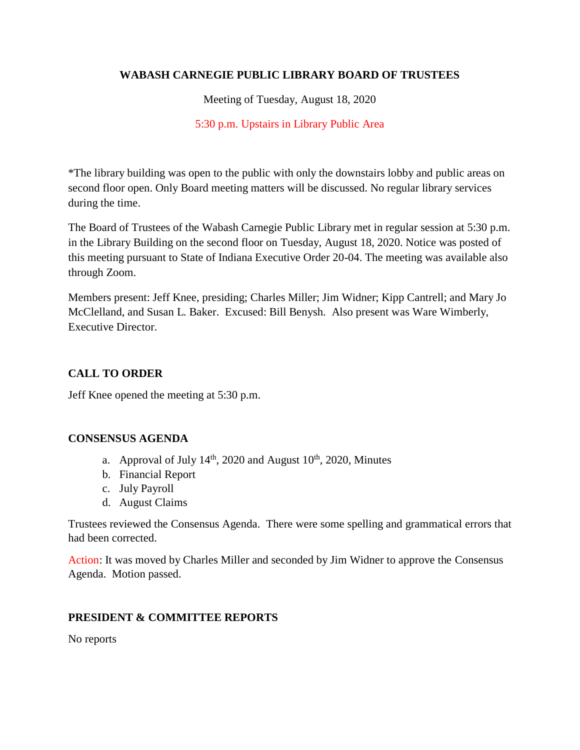**WABASH CARNEGIE PUBLIC LIBRARY BOARD OF TRUSTEES**

Meeting of Tuesday, August 18, 2020

5:30 p.m. Upstairs in Library Public Area

*The library building was open to the public with only the downstairs lobby and public areas on second floor open. Only Board meeting matters will be discussed. No regular library services during the time.

The Board of Trustees of the Wabash Carnegie Public Library met in regular session at 5:30 p.m. in the Library Building on the second floor on Tuesday, August 18, 2020. Notice was posted of this meeting pursuant to State of Indiana Executive Order 20-04. The meeting was available also through Zoom.

Members present: Jeff Knee, presiding; Charles Miller; Jim Widner; Kipp Cantrell; and Mary Jo McClelland, and Susan L. Baker. Excused: Bill Benysh. Also present was Ware Wimberly, Executive Director.

**CALL TO ORDER**

Jeff Knee opened the meeting at 5:30 p.m.

**CONSENSUS AGENDA**

a. Approval of July 14th, 2020 and August 10th, 2020, Minutes
b. Financial Report
c. July Payroll
d. August Claims

Trustees reviewed the Consensus Agenda. There were some spelling and grammatical errors that had been corrected.

Action: It was moved by Charles Miller and seconded by Jim Widner to approve the Consensus Agenda. Motion passed.

**PRESIDENT & COMMITTEE REPORTS**

No reports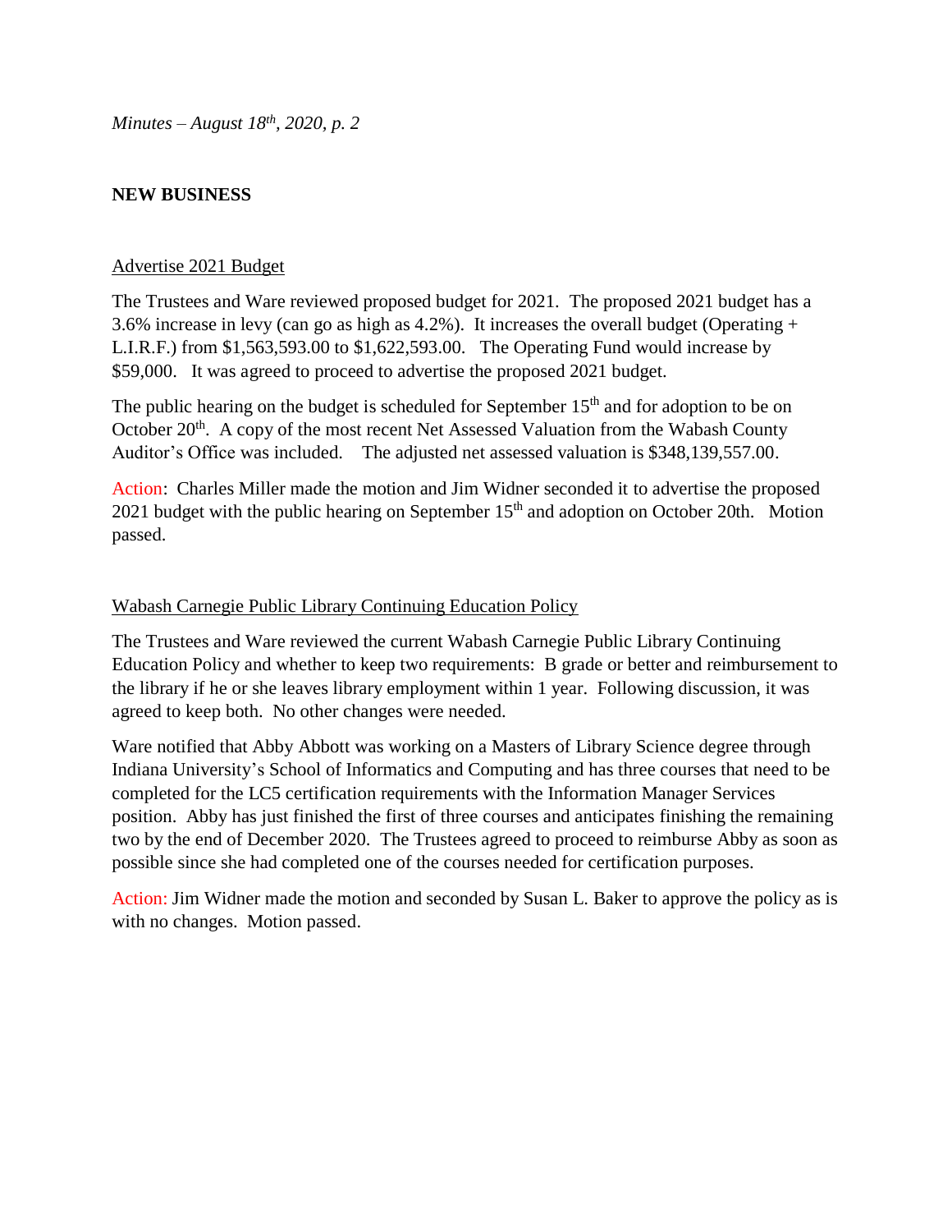## NEW BUSINESS

Advertise 2021 Budget

The Trustees and Ware reviewed proposed budget for 2021. The proposed 2021 budget has a 3.6% increase in levy (can go as high as 4.2%). It increases the overall budget (Operating + L.I.R.F.) from $1,563,593.00 to $1,622,593.00. The Operating Fund would increase by $59,000. It was agreed to proceed to advertise the proposed 2021 budget.

The public hearing on the budget is scheduled for September 15th and for adoption to be on October 20th. A copy of the most recent Net Assessed Valuation from the Wabash County Auditor's Office was included. The adjusted net assessed valuation is $348,139,557.00.

Action: Charles Miller made the motion and Jim Widner seconded it to advertise the proposed 2021 budget with the public hearing on September 15th and adoption on October 20th. Motion passed.

Wabash Carnegie Public Library Continuing Education Policy

The Trustees and Ware reviewed the current Wabash Carnegie Public Library Continuing Education Policy and whether to keep two requirements: B grade or better and reimbursement to the library if he or she leaves library employment within 1 year. Following discussion, it was agreed to keep both. No other changes were needed.

Ware notified that Abby Abbott was working on a Masters of Library Science degree through Indiana University's School of Informatics and Computing and has three courses that need to be completed for the LC5 certification requirements with the Information Manager Services position. Abby has just finished the first of three courses and anticipates finishing the remaining two by the end of December 2020. The Trustees agreed to proceed to reimburse Abby as soon as possible since she had completed one of the courses needed for certification purposes.

Action: Jim Widner made the motion and seconded by Susan L. Baker to approve the policy as is with no changes. Motion passed.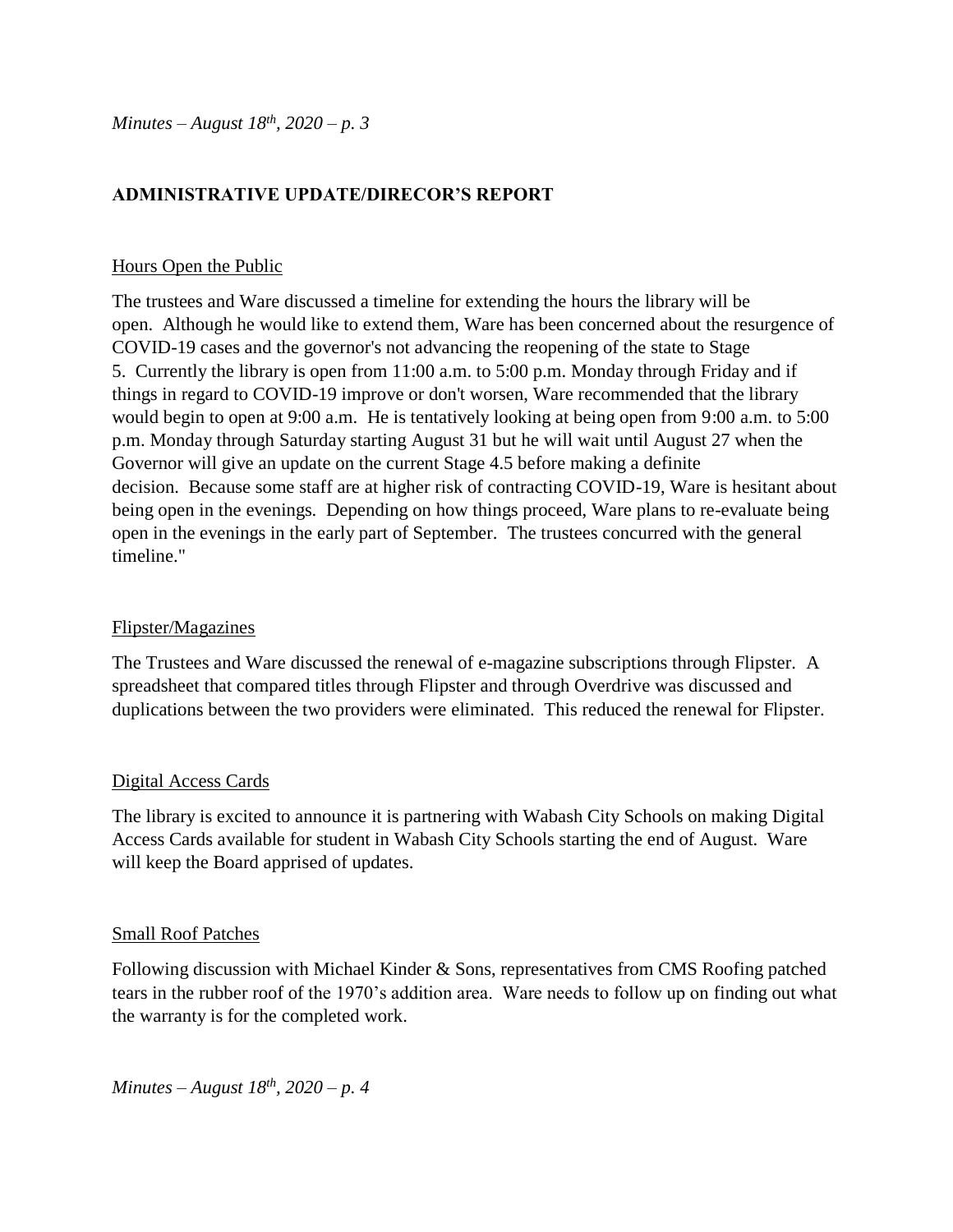## ADMINISTRATIVE UPDATE/DIRECOR'S REPORT

Hours Open the Public

The trustees and Ware discussed a timeline for extending the hours the library will be open. Although he would like to extend them, Ware has been concerned about the resurgence of COVID-19 cases and the governor's not advancing the reopening of the state to Stage 5. Currently the library is open from 11:00 a.m. to 5:00 p.m. Monday through Friday and if things in regard to COVID-19 improve or don't worsen, Ware recommended that the library would begin to open at 9:00 a.m. He is tentatively looking at being open from 9:00 a.m. to 5:00 p.m. Monday through Saturday starting August 31 but he will wait until August 27 when the Governor will give an update on the current Stage 4.5 before making a definite decision. Because some staff are at higher risk of contracting COVID-19, Ware is hesitant about being open in the evenings. Depending on how things proceed, Ware plans to re-evaluate being open in the evenings in the early part of September. The trustees concurred with the general timeline."

Flipster/Magazines

The Trustees and Ware discussed the renewal of e-magazine subscriptions through Flipster. A spreadsheet that compared titles through Flipster and through Overdrive was discussed and duplications between the two providers were eliminated. This reduced the renewal for Flipster.

Digital Access Cards

The library is excited to announce it is partnering with Wabash City Schools on making Digital Access Cards available for student in Wabash City Schools starting the end of August. Ware will keep the Board apprised of updates.

Small Roof Patches

Following discussion with Michael Kinder & Sons, representatives from CMS Roofing patched tears in the rubber roof of the 1970's addition area. Ware needs to follow up on finding out what the warranty is for the completed work.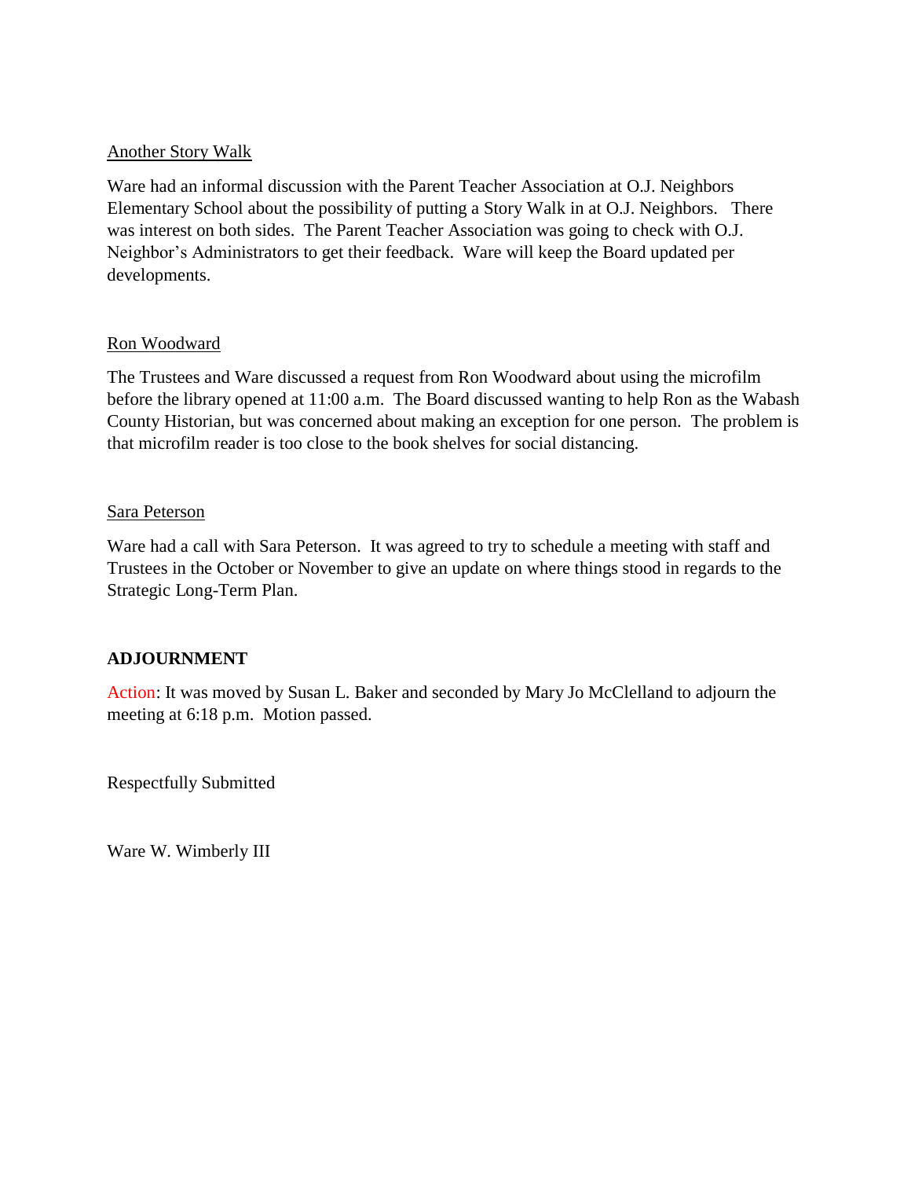Another Story Walk

Ware had an informal discussion with the Parent Teacher Association at O.J. Neighbors Elementary School about the possibility of putting a Story Walk in at O.J. Neighbors. There was interest on both sides. The Parent Teacher Association was going to check with O.J. Neighbor's Administrators to get their feedback. Ware will keep the Board updated per developments.

Ron Woodward

The Trustees and Ware discussed a request from Ron Woodward about using the microfilm before the library opened at 11:00 a.m. The Board discussed wanting to help Ron as the Wabash County Historian, but was concerned about making an exception for one person. The problem is that microfilm reader is too close to the book shelves for social distancing.

Sara Peterson

Ware had a call with Sara Peterson. It was agreed to try to schedule a meeting with staff and Trustees in the October or November to give an update on where things stood in regards to the Strategic Long-Term Plan.

**ADJOURNMENT**

Action: It was moved by Susan L. Baker and seconded by Mary Jo McClelland to adjourn the meeting at 6:18 p.m. Motion passed.

Respectfully Submitted

Ware W. Wimberly III